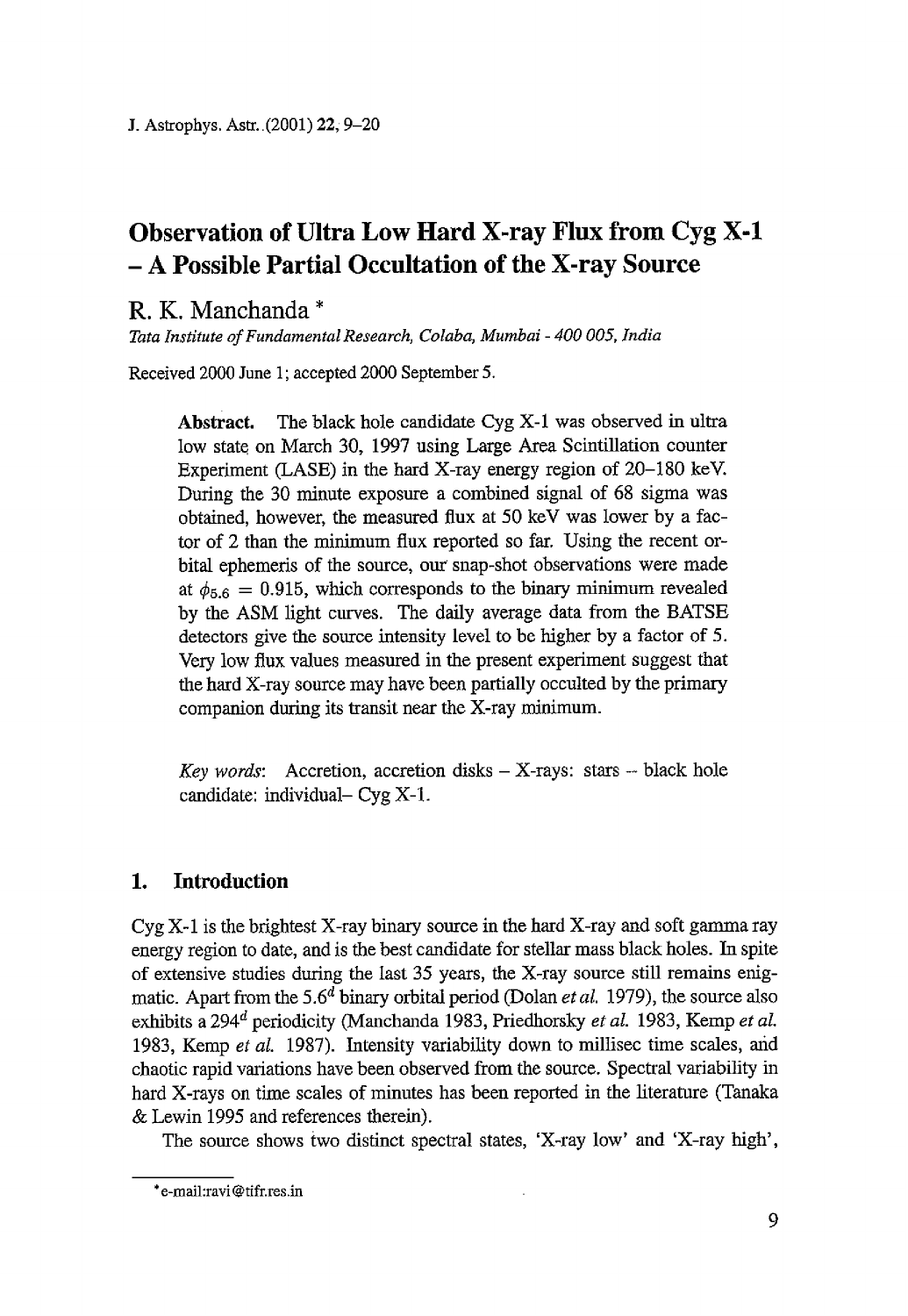# Observation of Ultra Low Hard X-ray Flux from Cyg X-1 – A Possible Partial Occultation of the X-ray Source

R. K. Manchanda *

*Tata Institute of Fundamental Research, Colaba, Mumbai - 400 005, India*

Received 2000 June 1; accepted 2000 September 5.

**Abstract.** The black hole candidate Cyg X-1 was observed in ultra low state on March 30, 1997 using Large Area Scintillation counter Experiment (LASE) in the hard X-ray energy region of 20–180 keV. During the 30 minute exposure a combined signal of 68 sigma was obtained, however, the measured flux at 50 keV was lower by a factor of 2 than the minimum flux reported so far. Using the recent orbital ephemeris of the source, our snap-shot observations were made at $\phi_{5.6} = 0.915$, which corresponds to the binary minimum revealed by the ASM light curves. The daily average data from the BATSE detectors give the source intensity level to be higher by a factor of 5. Very low flux values measured in the present experiment suggest that the hard X-ray source may have been partially occulted by the primary companion during its transit near the X-ray minimum.

*Key words:* Accretion, accretion disks – X-rays: stars – black hole candidate: individual– Cyg X-1.

## 1. Introduction

Cyg X-1 is the brightest X-ray binary source in the hard X-ray and soft gamma ray energy region to date, and is the best candidate for stellar mass black holes. In spite of extensive studies during the last 35 years, the X-ray source still remains enigmatic. Apart from the $5.6^d$ binary orbital period (Dolan *et al.* 1979), the source also exhibits a $294^d$ periodicity (Manchanda 1983, Priedhorsky *et al.* 1983, Kemp *et al.* 1983, Kemp *et al.* 1987). Intensity variability down to millisec time scales, and chaotic rapid variations have been observed from the source. Spectral variability in hard X-rays on time scales of minutes has been reported in the literature (Tanaka & Lewin 1995 and references therein).

The source shows two distinct spectral states, 'X-ray low' and 'X-ray high',

* e-mail:ravi@tifr.res.in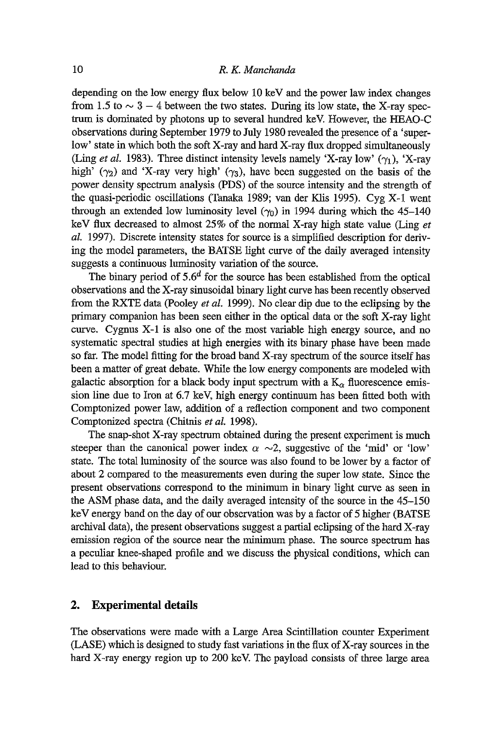depending on the low energy flux below 10 keV and the power law index changes from 1.5 to $\sim 3-4$ between the two states. During its low state, the X-ray spectrum is dominated by photons up to several hundred keV. However, the HEAO-C observations during September 1979 to July 1980 revealed the presence of a 'super-low' state in which both the soft X-ray and hard X-ray flux dropped simultaneously (Ling *et al.* 1983). Three distinct intensity levels namely 'X-ray low' ($\gamma_1$), 'X-ray high' ($\gamma_2$) and 'X-ray very high' ($\gamma_3$), have been suggested on the basis of the power density spectrum analysis (PDS) of the source intensity and the strength of the quasi-periodic oscillations (Tanaka 1989; van der Klis 1995). Cyg X-1 went through an extended low luminosity level ($\gamma_0$) in 1994 during which the 45–140 keV flux decreased to almost 25% of the normal X-ray high state value (Ling *et al.* 1997). Discrete intensity states for source is a simplified description for deriving the model parameters, the BATSE light curve of the daily averaged intensity suggests a continuous luminosity variation of the source.

The binary period of $5.6^d$ for the source has been established from the optical observations and the X-ray sinusoidal binary light curve has been recently observed from the RXTE data (Pooley *et al.* 1999). No clear dip due to the eclipsing by the primary companion has been seen either in the optical data or the soft X-ray light curve. Cygnus X-1 is also one of the most variable high energy source, and no systematic spectral studies at high energies with its binary phase have been made so far. The model fitting for the broad band X-ray spectrum of the source itself has been a matter of great debate. While the low energy components are modeled with galactic absorption for a black body input spectrum with a $K_\alpha$ fluorescence emission line due to Iron at 6.7 keV, high energy continuum has been fitted both with Comptonized power law, addition of a reflection component and two component Comptonized spectra (Chitnis *et al.* 1998).

The snap-shot X-ray spectrum obtained during the present experiment is much steeper than the canonical power index $\alpha \sim 2$, suggestive of the 'mid' or 'low' state. The total luminosity of the source was also found to be lower by a factor of about 2 compared to the measurements even during the super low state. Since the present observations correspond to the minimum in binary light curve as seen in the ASM phase data, and the daily averaged intensity of the source in the 45–150 keV energy band on the day of our observation was by a factor of 5 higher (BATSE archival data), the present observations suggest a partial eclipsing of the hard X-ray emission region of the source near the minimum phase. The source spectrum has a peculiar knee-shaped profile and we discuss the physical conditions, which can lead to this behaviour.

## 2. Experimental details

The observations were made with a Large Area Scintillation counter Experiment (LASE) which is designed to study fast variations in the flux of X-ray sources in the hard X-ray energy region up to 200 keV. The payload consists of three large area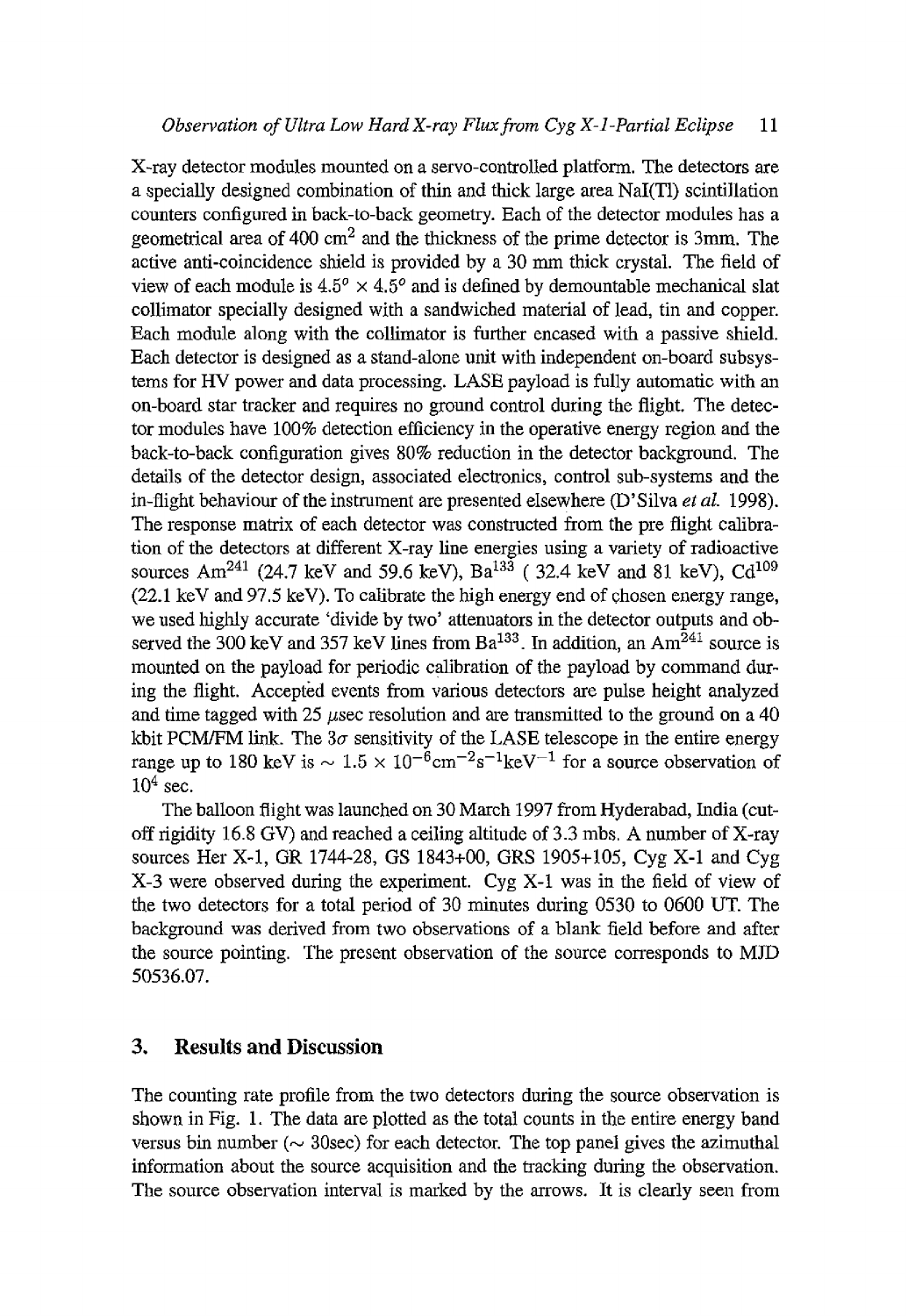X-ray detector modules mounted on a servo-controlled platform. The detectors are a specially designed combination of thin and thick large area NaI(Tl) scintillation counters configured in back-to-back geometry. Each of the detector modules has a geometrical area of 400 $cm^2$ and the thickness of the prime detector is 3mm. The active anti-coincidence shield is provided by a 30 mm thick crystal. The field of view of each module is $4.5^o \times 4.5^o$ and is defined by demountable mechanical slat collimator specially designed with a sandwiched material of lead, tin and copper. Each module along with the collimator is further encased with a passive shield. Each detector is designed as a stand-alone unit with independent on-board subsystems for HV power and data processing. LASE payload is fully automatic with an on-board star tracker and requires no ground control during the flight. The detector modules have 100% detection efficiency in the operative energy region and the back-to-back configuration gives 80% reduction in the detector background. The details of the detector design, associated electronics, control sub-systems and the in-flight behaviour of the instrument are presented elsewhere (D'Silva *et al.* 1998). The response matrix of each detector was constructed from the pre flight calibration of the detectors at different X-ray line energies using a variety of radioactive sources $Am^{241}$ (24.7 keV and 59.6 keV), $Ba^{133}$ ( 32.4 keV and 81 keV), $Cd^{109}$ (22.1 keV and 97.5 keV). To calibrate the high energy end of chosen energy range, we used highly accurate 'divide by two' attenuators in the detector outputs and observed the 300 keV and 357 keV lines from $Ba^{133}$. In addition, an $Am^{241}$ source is mounted on the payload for periodic calibration of the payload by command during the flight. Accepted events from various detectors are pulse height analyzed and time tagged with 25 $\mu$sec resolution and are transmitted to the ground on a 40 kbit PCM/FM link. The $3\sigma$ sensitivity of the LASE telescope in the entire energy range up to 180 keV is $\sim 1.5 \times 10^{-6} cm^{-2} s^{-1} keV^{-1}$ for a source observation of $10^4$ sec.

The balloon flight was launched on 30 March 1997 from Hyderabad, India (cutoff rigidity 16.8 GV) and reached a ceiling altitude of 3.3 mbs. A number of X-ray sources Her X-1, GR 1744-28, GS 1843+00, GRS 1905+105, Cyg X-1 and Cyg X-3 were observed during the experiment. Cyg X-1 was in the field of view of the two detectors for a total period of 30 minutes during 0530 to 0600 UT. The background was derived from two observations of a blank field before and after the source pointing. The present observation of the source corresponds to MJD 50536.07.

## 3. Results and Discussion

The counting rate profile from the two detectors during the source observation is shown in Fig. 1. The data are plotted as the total counts in the entire energy band versus bin number ($\sim$ 30sec) for each detector. The top panel gives the azimuthal information about the source acquisition and the tracking during the observation. The source observation interval is marked by the arrows. It is clearly seen from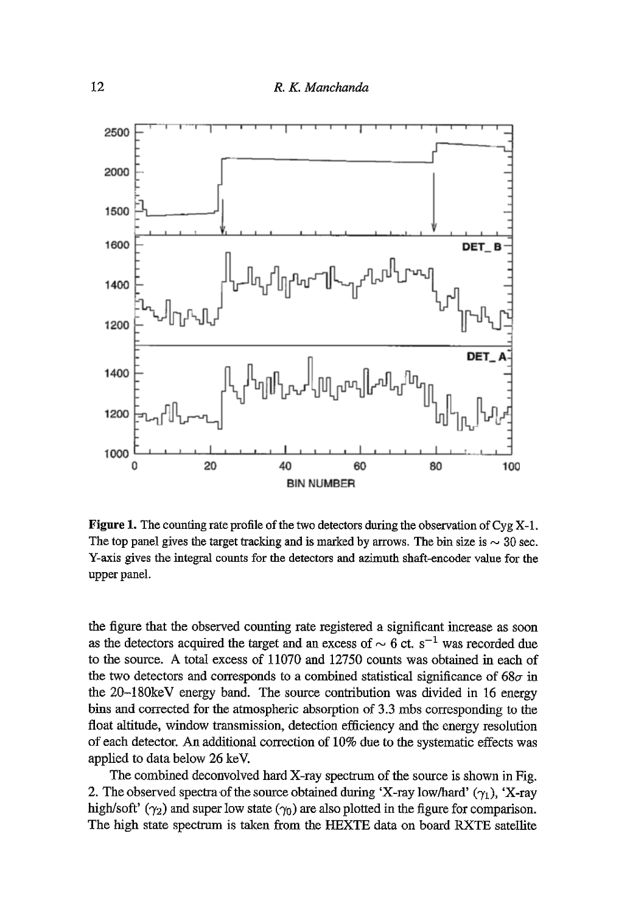**Figure 1.** The counting rate profile of the two detectors during the observation of Cyg X-1. The top panel gives the target tracking and is marked by arrows. The bin size is ~ 30 sec. Y-axis gives the integral counts for the detectors and azimuth shaft-encoder value for the upper panel.

the figure that the observed counting rate registered a significant increase as soon as the detectors acquired the target and an excess of ~ 6 ct. $s^{-1}$ was recorded due to the source. A total excess of 11070 and 12750 counts was obtained in each of the two detectors and corresponds to a combined statistical significance of $68\sigma$ in the 20–180keV energy band. The source contribution was divided in 16 energy bins and corrected for the atmospheric absorption of 3.3 mbs corresponding to the float altitude, window transmission, detection efficiency and the energy resolution of each detector. An additional correction of 10% due to the systematic effects was applied to data below 26 keV.

The combined deconvolved hard X-ray spectrum of the source is shown in Fig. 2. The observed spectra of the source obtained during 'X-ray low/hard' ($\gamma_1$), 'X-ray high/soft' ($\gamma_2$) and super low state ($\gamma_0$) are also plotted in the figure for comparison. The high state spectrum is taken from the HEXTE data on board RXTE satellite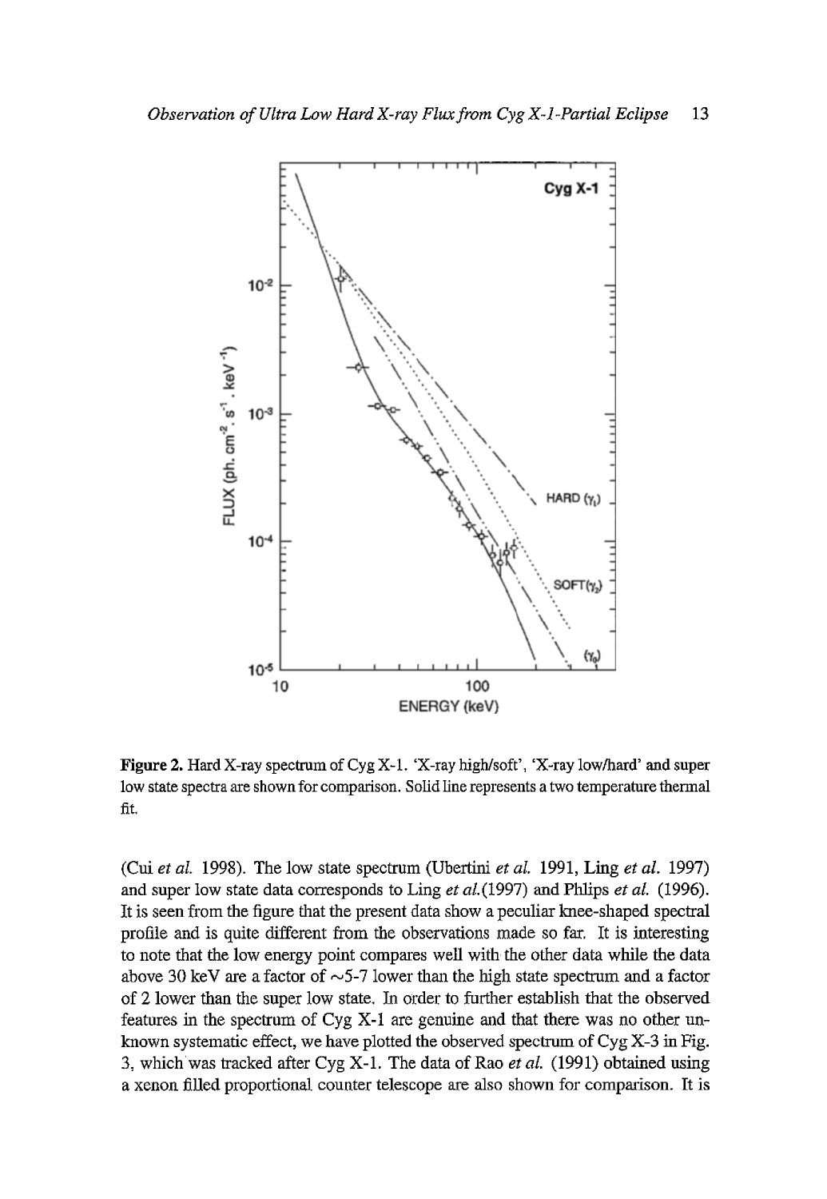**Figure 2.** Hard X-ray spectrum of Cyg X-1. 'X-ray high/soft', 'X-ray low/hard' and super low state spectra are shown for comparison. Solid line represents a two temperature thermal fit.

(Cui *et al.* 1998). The low state spectrum (Ubertini *et al.* 1991, Ling *et al.* 1997) and super low state data corresponds to Ling *et al.*(1997) and Phlips *et al.* (1996). It is seen from the figure that the present data show a peculiar knee-shaped spectral profile and is quite different from the observations made so far. It is interesting to note that the low energy point compares well with the other data while the data above 30 keV are a factor of ~5-7 lower than the high state spectrum and a factor of 2 lower than the super low state. In order to further establish that the observed features in the spectrum of Cyg X-1 are genuine and that there was no other unknown systematic effect, we have plotted the observed spectrum of Cyg X-3 in Fig. 3, which was tracked after Cyg X-1. The data of Rao *et al.* (1991) obtained using a xenon filled proportional counter telescope are also shown for comparison. It is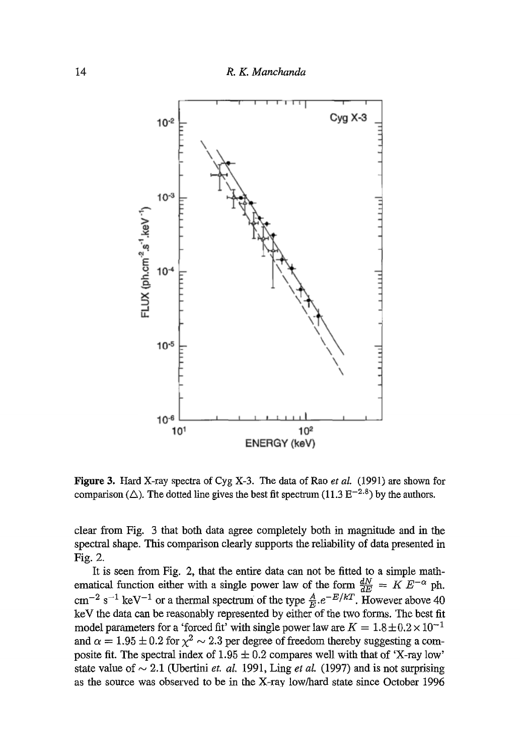**Figure 3.** Hard X-ray spectra of Cyg X-3. The data of Rao *et al.* (1991) are shown for comparison (△). The dotted line gives the best fit spectrum ($11.3\ E^{-2.8}$) by the authors.

clear from Fig. 3 that both data agree completely both in magnitude and in the spectral shape. This comparison clearly supports the reliability of data presented in Fig. 2.

It is seen from Fig. 2, that the entire data can not be fitted to a simple mathematical function either with a single power law of the form $\frac{dN}{dE} = K\ E^{-\alpha}$ ph. cm$^{-2}$ s$^{-1}$ keV$^{-1}$ or a thermal spectrum of the type $\frac{A}{E}.e^{-E/kT}$. However above 40 keV the data can be reasonably represented by either of the two forms. The best fit model parameters for a 'forced fit' with single power law are $K = 1.8 \pm 0.2 \times 10^{-1}$ and $\alpha = 1.95 \pm 0.2$ for $\chi^2 \sim 2.3$ per degree of freedom thereby suggesting a composite fit. The spectral index of $1.95 \pm 0.2$ compares well with that of 'X-ray low' state value of $\sim 2.1$ (Ubertini *et. al.* 1991, Ling *et al.* (1997) and is not surprising as the source was observed to be in the X-ray low/hard state since October 1996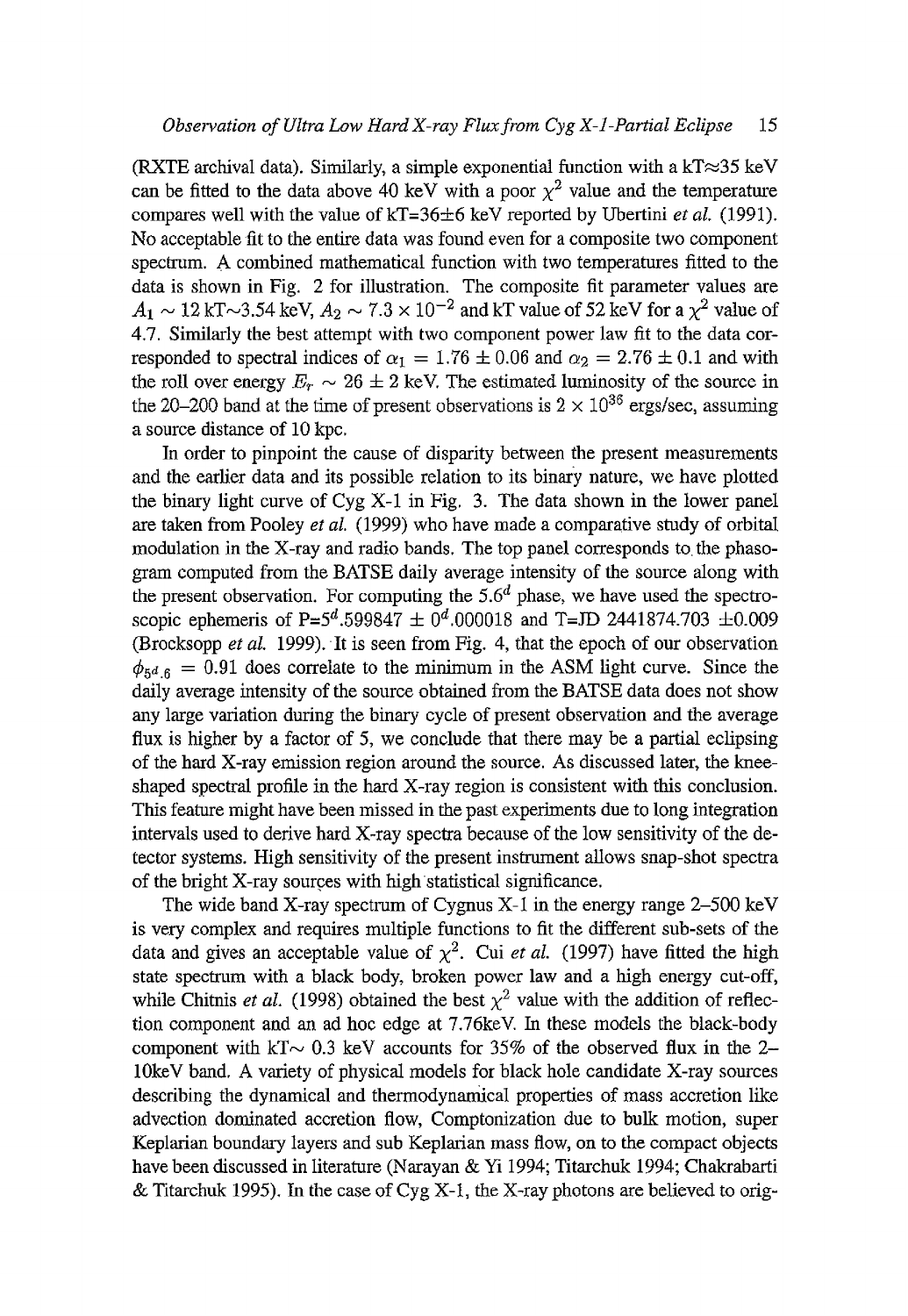(RXTE archival data). Similarly, a simple exponential function with a kT≈35 keV can be fitted to the data above 40 keV with a poor $\chi^2$ value and the temperature compares well with the value of kT=36±6 keV reported by Ubertini *et al.* (1991). No acceptable fit to the entire data was found even for a composite two component spectrum. A combined mathematical function with two temperatures fitted to the data is shown in Fig. 2 for illustration. The composite fit parameter values are $A_1 \sim 12$ kT~3.54 keV, $A_2 \sim 7.3 \times 10^{-2}$ and kT value of 52 keV for a $\chi^2$ value of 4.7. Similarly the best attempt with two component power law fit to the data corresponded to spectral indices of $\alpha_1 = 1.76 \pm 0.06$ and $\alpha_2 = 2.76 \pm 0.1$ and with the roll over energy $E_r \sim 26 \pm 2$ keV. The estimated luminosity of the source in the 20–200 band at the time of present observations is $2 \times 10^{36}$ ergs/sec, assuming a source distance of 10 kpc.

In order to pinpoint the cause of disparity between the present measurements and the earlier data and its possible relation to its binary nature, we have plotted the binary light curve of Cyg X-1 in Fig. 3. The data shown in the lower panel are taken from Pooley *et al.* (1999) who have made a comparative study of orbital modulation in the X-ray and radio bands. The top panel corresponds to the phasogram computed from the BATSE daily average intensity of the source along with the present observation. For computing the $5.6^d$ phase, we have used the spectroscopic ephemeris of P=$5^d$.599847 ± $0^d$.000018 and T=JD 2441874.703 ±0.009 (Brocksopp *et al.* 1999). It is seen from Fig. 4, that the epoch of our observation $\phi_{5^d.6} = 0.91$ does correlate to the minimum in the ASM light curve. Since the daily average intensity of the source obtained from the BATSE data does not show any large variation during the binary cycle of present observation and the average flux is higher by a factor of 5, we conclude that there may be a partial eclipsing of the hard X-ray emission region around the source. As discussed later, the knee-shaped spectral profile in the hard X-ray region is consistent with this conclusion. This feature might have been missed in the past experiments due to long integration intervals used to derive hard X-ray spectra because of the low sensitivity of the detector systems. High sensitivity of the present instrument allows snap-shot spectra of the bright X-ray sources with high statistical significance.

The wide band X-ray spectrum of Cygnus X-1 in the energy range 2–500 keV is very complex and requires multiple functions to fit the different sub-sets of the data and gives an acceptable value of $\chi^2$. Cui *et al.* (1997) have fitted the high state spectrum with a black body, broken power law and a high energy cut-off, while Chitnis *et al.* (1998) obtained the best $\chi^2$ value with the addition of reflection component and an ad hoc edge at 7.76keV. In these models the black-body component with kT~ 0.3 keV accounts for 35% of the observed flux in the 2–10keV band. A variety of physical models for black hole candidate X-ray sources describing the dynamical and thermodynamical properties of mass accretion like advection dominated accretion flow, Comptonization due to bulk motion, super Keplarian boundary layers and sub Keplarian mass flow, on to the compact objects have been discussed in literature (Narayan & Yi 1994; Titarchuk 1994; Chakrabarti & Titarchuk 1995). In the case of Cyg X-1, the X-ray photons are believed to orig-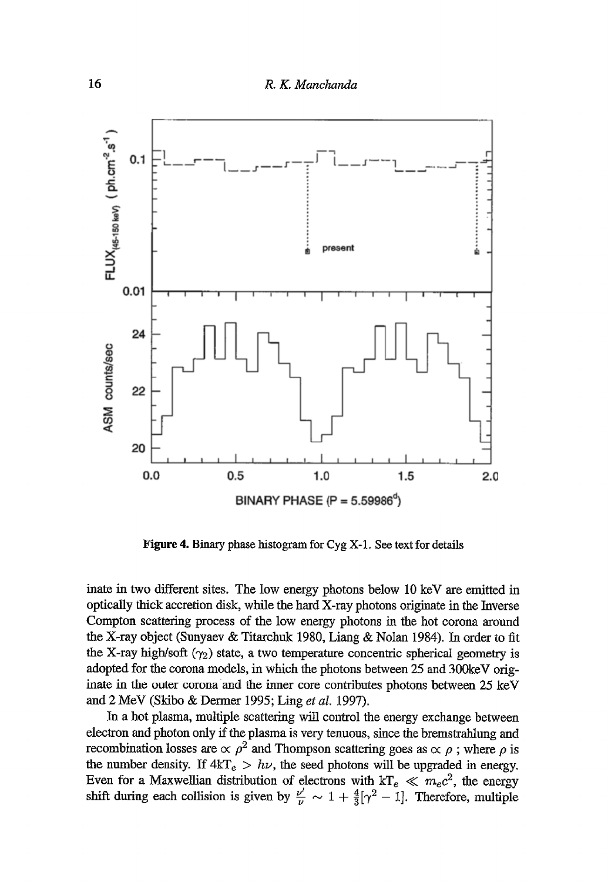Figure 4. Binary phase histogram for Cyg X-1. See text for details

inate in two different sites. The low energy photons below 10 keV are emitted in optically thick accretion disk, while the hard X-ray photons originate in the Inverse Compton scattering process of the low energy photons in the hot corona around the X-ray object (Sunyaev & Titarchuk 1980, Liang & Nolan 1984). In order to fit the X-ray high/soft ($\gamma_2$) state, a two temperature concentric spherical geometry is adopted for the corona models, in which the photons between 25 and 300keV originate in the outer corona and the inner core contributes photons between 25 keV and 2 MeV (Skibo & Dermer 1995; Ling *et al.* 1997).

In a hot plasma, multiple scattering will control the energy exchange between electron and photon only if the plasma is very tenuous, since the bremstrahlung and recombination losses are $\propto \rho^2$ and Thompson scattering goes as $\propto \rho$ ; where $\rho$ is the number density. If $4kT_e > h\nu$, the seed photons will be upgraded in energy. Even for a Maxwellian distribution of electrons with $kT_e \ll m_e c^2$, the energy shift during each collision is given by $\frac{\nu'}{\nu} \sim 1 + \frac{4}{3}[\gamma^2 - 1]$. Therefore, multiple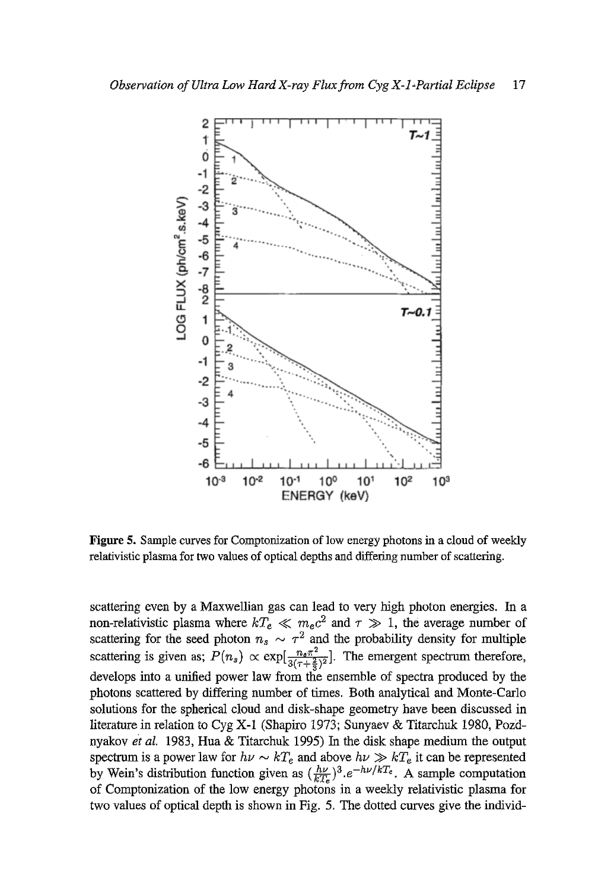**Figure 5.** Sample curves for Comptonization of low energy photons in a cloud of weekly relativistic plasma for two values of optical depths and differing number of scattering.

scattering even by a Maxwellian gas can lead to very high photon energies. In a non-relativistic plasma where $kT_e \ll m_e c^2$ and $\tau \gg 1$, the average number of scattering for the seed photon $n_s \sim \tau^2$ and the probability density for multiple scattering is given as; $P(n_s) \propto \exp[\frac{n_s \pi^2}{3(\tau+\frac{2}{3})^2}]$. The emergent spectrum therefore, develops into a unified power law from the ensemble of spectra produced by the photons scattered by differing number of times. Both analytical and Monte-Carlo solutions for the spherical cloud and disk-shape geometry have been discussed in literature in relation to Cyg X-1 (Shapiro 1973; Sunyaev & Titarchuk 1980, Pozdnyakov *et al.* 1983, Hua & Titarchuk 1995) In the disk shape medium the output spectrum is a power law for $h\nu \sim kT_e$ and above $h\nu \gg kT_e$ it can be represented by Wein's distribution function given as $(\frac{h\nu}{kT_e})^3.e^{-h\nu/kT_e}$. A sample computation of Comptonization of the low energy photons in a weekly relativistic plasma for two values of optical depth is shown in Fig. 5. The dotted curves give the individ-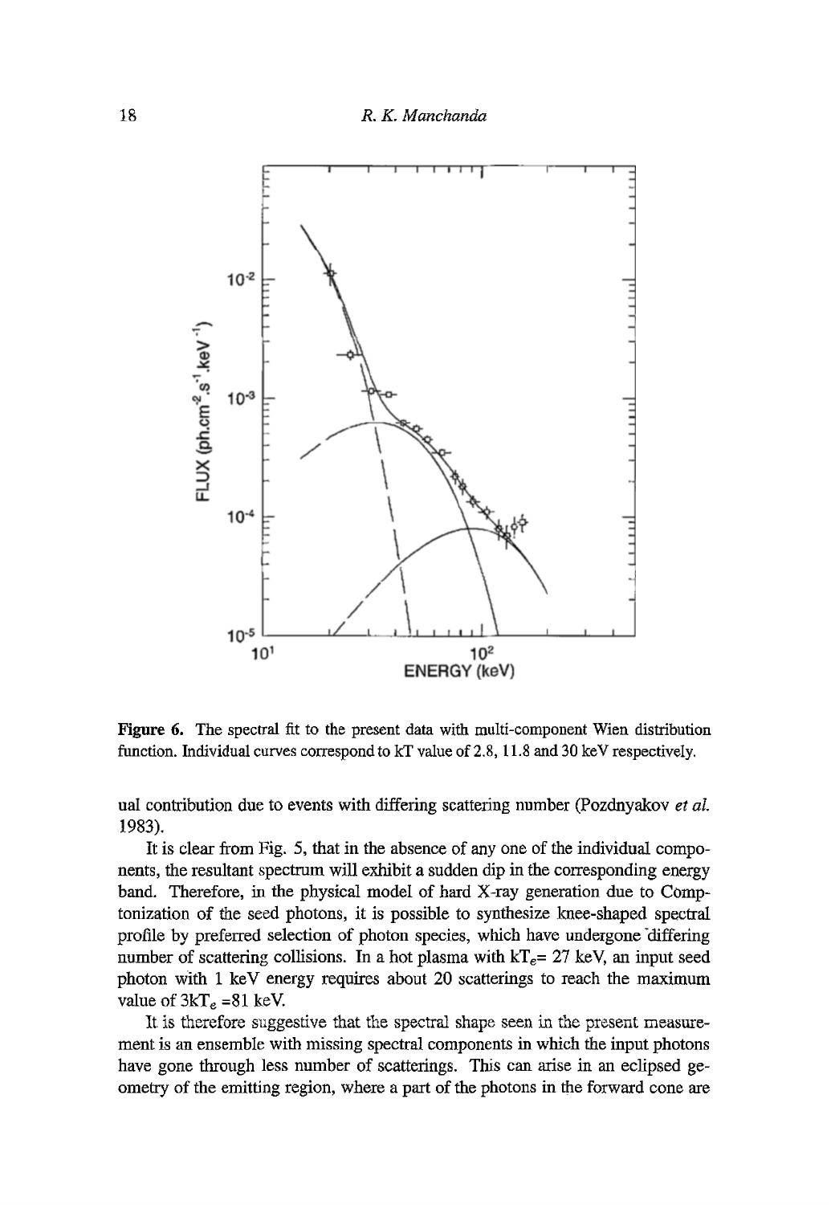**Figure 6.** The spectral fit to the present data with multi-component Wien distribution function. Individual curves correspond to kT value of 2.8, 11.8 and 30 keV respectively.

ual contribution due to events with differing scattering number (Pozdnyakov *et al.* 1983).

It is clear from Fig. 5, that in the absence of any one of the individual components, the resultant spectrum will exhibit a sudden dip in the corresponding energy band. Therefore, in the physical model of hard X-ray generation due to Comptonization of the seed photons, it is possible to synthesize knee-shaped spectral profile by preferred selection of photon species, which have undergone differing number of scattering collisions. In a hot plasma with $kT_e$= 27 keV, an input seed photon with 1 keV energy requires about 20 scatterings to reach the maximum value of $3kT_e$ =81 keV.

It is therefore suggestive that the spectral shape seen in the present measurement is an ensemble with missing spectral components in which the input photons have gone through less number of scatterings. This can arise in an eclipsed geometry of the emitting region, where a part of the photons in the forward cone are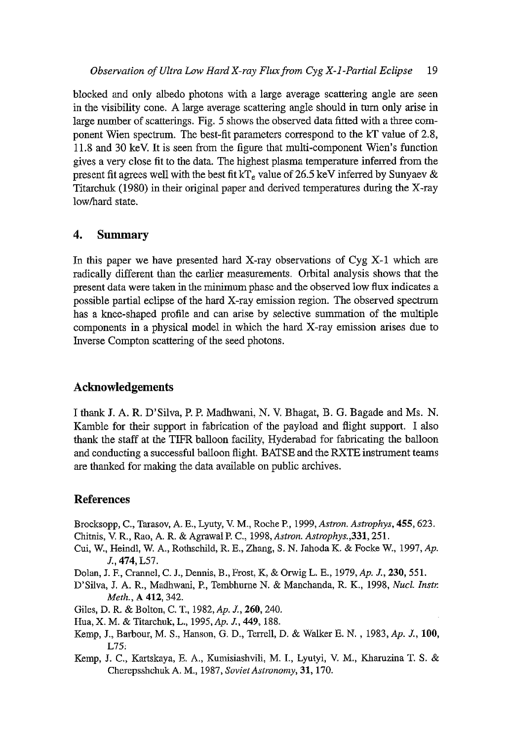blocked and only albedo photons with a large average scattering angle are seen in the visibility cone. A large average scattering angle should in turn only arise in large number of scatterings. Fig. 5 shows the observed data fitted with a three component Wien spectrum. The best-fit parameters correspond to the kT value of 2.8, 11.8 and 30 keV. It is seen from the figure that multi-component Wien's function gives a very close fit to the data. The highest plasma temperature inferred from the present fit agrees well with the best fit $kT_e$ value of 26.5 keV inferred by Sunyaev & Titarchuk (1980) in their original paper and derived temperatures during the X-ray low/hard state.

## 4. Summary

In this paper we have presented hard X-ray observations of Cyg X-1 which are radically different than the earlier measurements. Orbital analysis shows that the present data were taken in the minimum phase and the observed low flux indicates a possible partial eclipse of the hard X-ray emission region. The observed spectrum has a knee-shaped profile and can arise by selective summation of the multiple components in a physical model in which the hard X-ray emission arises due to Inverse Compton scattering of the seed photons.

## Acknowledgements

I thank J. A. R. D'Silva, P. P. Madhwani, N. V. Bhagat, B. G. Bagade and Ms. N. Kamble for their support in fabrication of the payload and flight support. I also thank the staff at the TIFR balloon facility, Hyderabad for fabricating the balloon and conducting a successful balloon flight. BATSE and the RXTE instrument teams are thanked for making the data available on public archives.

## References

Brocksopp, C., Tarasov, A. E., Lyuty, V. M., Roche P., 1999, *Astron. Astrophys*, **455**, 623.

Chitnis, V. R., Rao, A. R. & Agrawal P. C., 1998, *Astron. Astrophys.*,**331**, 251.

Cui, W., Heindl, W. A., Rothschild, R. E., Zhang, S. N. Jahoda K. & Focke W., 1997, *Ap. J.*, **474**, L57.

Dolan, J. F., Crannel, C. J., Dennis, B., Frost, K, & Orwig L. E., 1979, *Ap. J.*, **230**, 551.

D'Silva, J. A. R., Madhwani, P., Tembhurne N. & Manchanda, R. K., 1998, *Nucl. Instr. Meth.*, **A 412**, 342.

Giles, D. R. & Bolton, C. T., 1982, *Ap. J.*, **260**, 240.

Hua, X. M. & Titarchuk, L., 1995, *Ap. J.*, **449**, 188.

Kemp, J., Barbour, M. S., Hanson, G. D., Terrell, D. & Walker E. N. , 1983, *Ap. J.*, **100**, L75.

Kemp, J. C., Kartskaya, E. A., Kumisiashvili, M. I., Lyutyi, V. M., Kharuzina T. S. & Cherepsshchuk A. M., 1987, *Soviet Astronomy*, **31**, 170.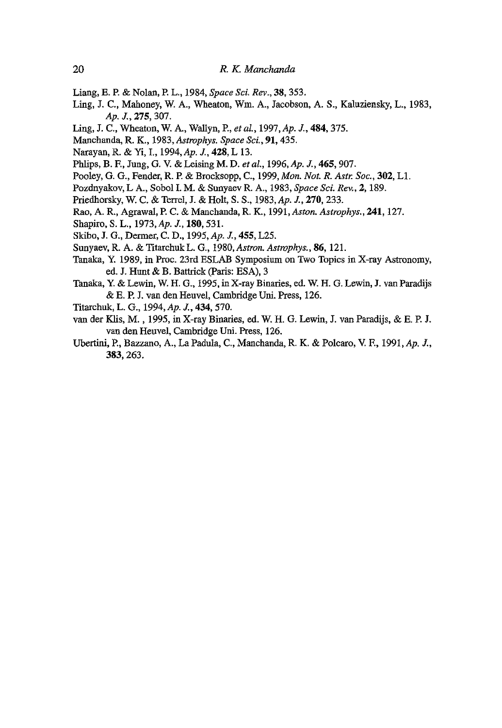Liang, E. P. & Nolan, P. L., 1984, *Space Sci. Rev.*, **38**, 353.

Ling, J. C., Mahoney, W. A., Wheaton, Wm. A., Jacobson, A. S., Kaluziensky, L., 1983, *Ap. J.*, **275**, 307.

Ling, J. C., Wheaton, W. A., Wallyn, P., *et al.*, 1997, *Ap. J.*, **484**, 375.

Manchanda, R. K., 1983, *Astrophys. Space Sci.*, **91**, 435.

Narayan, R. & Yi, I., 1994, *Ap. J.*, **428**, L 13.

Phlips, B. F., Jung, G. V. & Leising M. D. *et al.*, 1996, *Ap. J.*, **465**, 907.

Pooley, G. G., Fender, R. P. & Brocksopp, C., 1999, *Mon. Not. R. Astr. Soc.*, **302**, L1.

Pozdnyakov, L A., Sobol I. M. & Sunyaev R. A., 1983, *Space Sci. Rev.*, **2**, 189.

Priedhorsky, W. C. & Terrel, J. & Holt, S. S., 1983, *Ap. J.*, **270**, 233.

Rao, A. R., Agrawal, P. C. & Manchanda, R. K., 1991, *Aston. Astrophys.*, **241**, 127.

Shapiro, S. L., 1973, *Ap. J.*, **180**, 531.

Skibo, J. G., Dermer, C. D., 1995, *Ap. J.*, **455**, L25.

Sunyaev, R. A. & Titarchuk L. G., 1980, *Astron. Astrophys.*, **86**, 121.

Tanaka, Y. 1989, in Proc. 23rd ESLAB Symposium on Two Topics in X-ray Astronomy, ed. J. Hunt & B. Battrick (Paris: ESA), 3

Tanaka, Y. & Lewin, W. H. G., 1995, in X-ray Binaries, ed. W. H. G. Lewin, J. van Paradijs & E. P. J. van den Heuvel, Cambridge Uni. Press, 126.

Titarchuk, L. G., 1994, *Ap. J.*, **434**, 570.

van der Klis, M. , 1995, in X-ray Binaries, ed. W. H. G. Lewin, J. van Paradijs, & E. P. J. van den Heuvel, Cambridge Uni. Press, 126.

Ubertini, P., Bazzano, A., La Padula, C., Manchanda, R. K. & Polcaro, V. F., 1991, *Ap. J.*, **383**, 263.